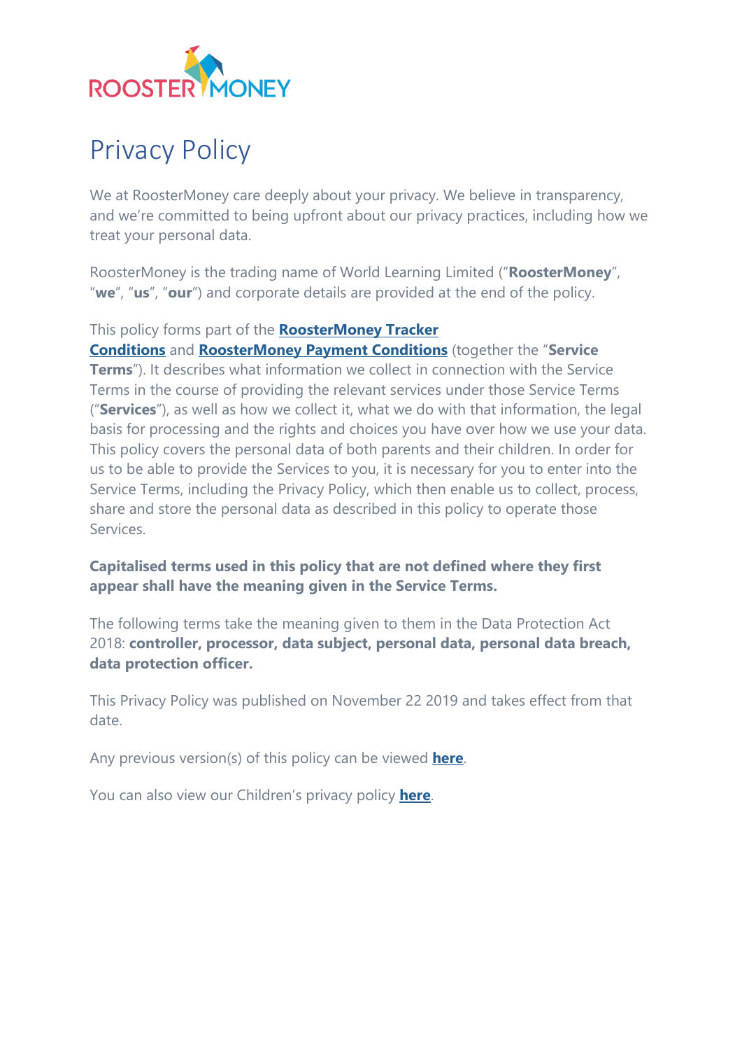# Privacy Policy

We at RoosterMoney care deeply about your privacy. We believe in transparency, and we're committed to being upfront about our privacy practices, including how we treat your personal data.

RoosterMoney is the trading name of World Learning Limited ("**RoosterMoney**", "**we**", "**us**", "**our**") and corporate details are provided at the end of the policy.

This policy forms part of the **RoosterMoney Tracker Conditions** and **RoosterMoney Payment Conditions** (together the "**Service Terms**"). It describes what information we collect in connection with the Service Terms in the course of providing the relevant services under those Service Terms ("**Services**"), as well as how we collect it, what we do with that information, the legal basis for processing and the rights and choices you have over how we use your data. This policy covers the personal data of both parents and their children. In order for us to be able to provide the Services to you, it is necessary for you to enter into the Service Terms, including the Privacy Policy, which then enable us to collect, process, share and store the personal data as described in this policy to operate those Services.

**Capitalised terms used in this policy that are not defined where they first appear shall have the meaning given in the Service Terms.**

The following terms take the meaning given to them in the Data Protection Act 2018: **controller, processor, data subject, personal data, personal data breach, data protection officer.**

This Privacy Policy was published on November 22 2019 and takes effect from that date.

Any previous version(s) of this policy can be viewed **here**.

You can also view our Children's privacy policy **here**.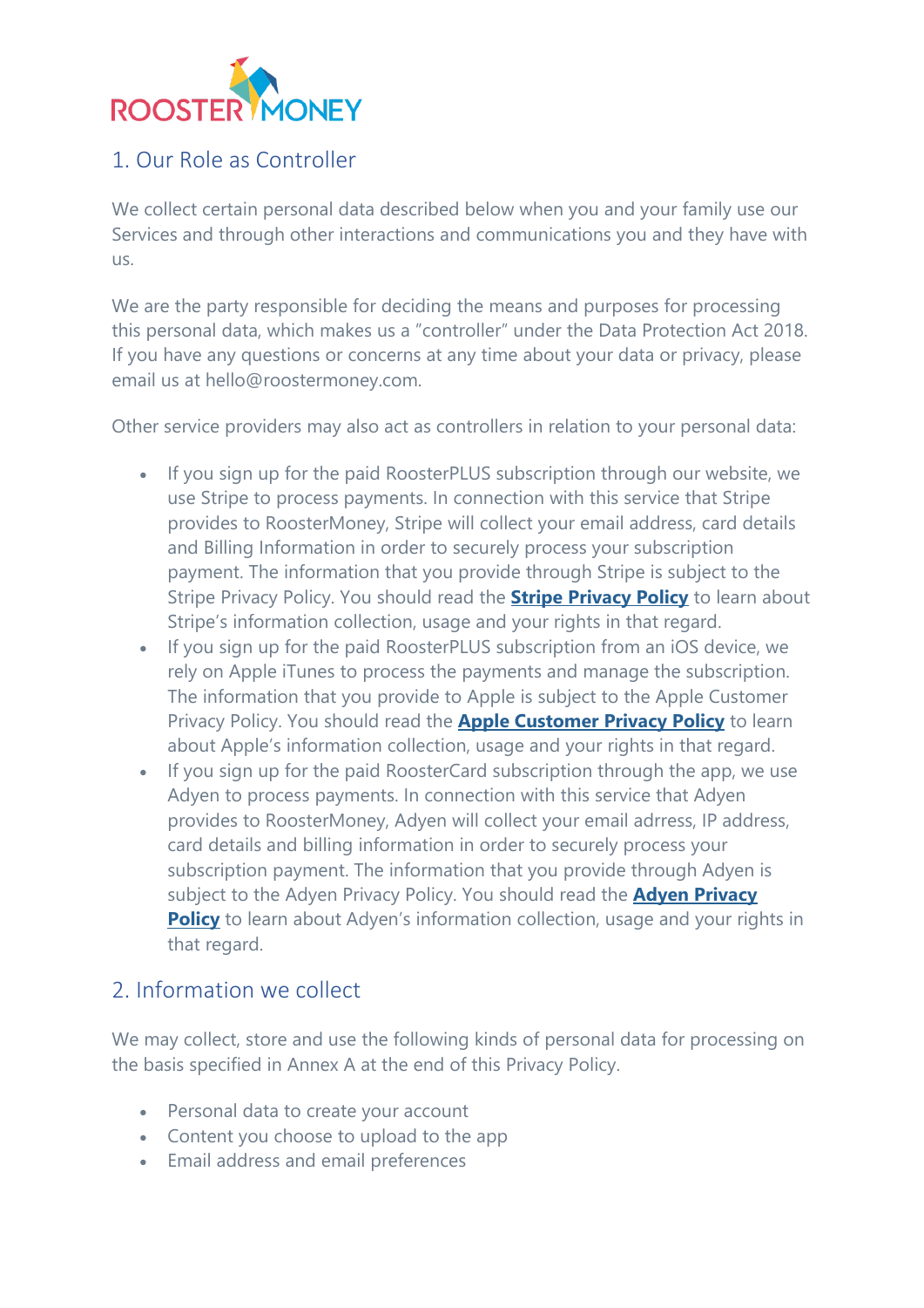## 1. Our Role as Controller

We collect certain personal data described below when you and your family use our Services and through other interactions and communications you and they have with us.

We are the party responsible for deciding the means and purposes for processing this personal data, which makes us a "controller" under the Data Protection Act 2018. If you have any questions or concerns at any time about your data or privacy, please email us at hello@roostermoney.com.

Other service providers may also act as controllers in relation to your personal data:

- If you sign up for the paid RoosterPLUS subscription through our website, we use Stripe to process payments. In connection with this service that Stripe provides to RoosterMoney, Stripe will collect your email address, card details and Billing Information in order to securely process your subscription payment. The information that you provide through Stripe is subject to the Stripe Privacy Policy. You should read the **Stripe Privacy Policy** to learn about Stripe's information collection, usage and your rights in that regard.
- If you sign up for the paid RoosterPLUS subscription from an iOS device, we rely on Apple iTunes to process the payments and manage the subscription. The information that you provide to Apple is subject to the Apple Customer Privacy Policy. You should read the **Apple Customer Privacy Policy** to learn about Apple's information collection, usage and your rights in that regard.
- If you sign up for the paid RoosterCard subscription through the app, we use Adyen to process payments. In connection with this service that Adyen provides to RoosterMoney, Adyen will collect your email adrress, IP address, card details and billing information in order to securely process your subscription payment. The information that you provide through Adyen is subject to the Adyen Privacy Policy. You should read the **Adyen Privacy Policy** to learn about Adyen's information collection, usage and your rights in that regard.

## 2. Information we collect

We may collect, store and use the following kinds of personal data for processing on the basis specified in Annex A at the end of this Privacy Policy.

- Personal data to create your account
- Content you choose to upload to the app
- Email address and email preferences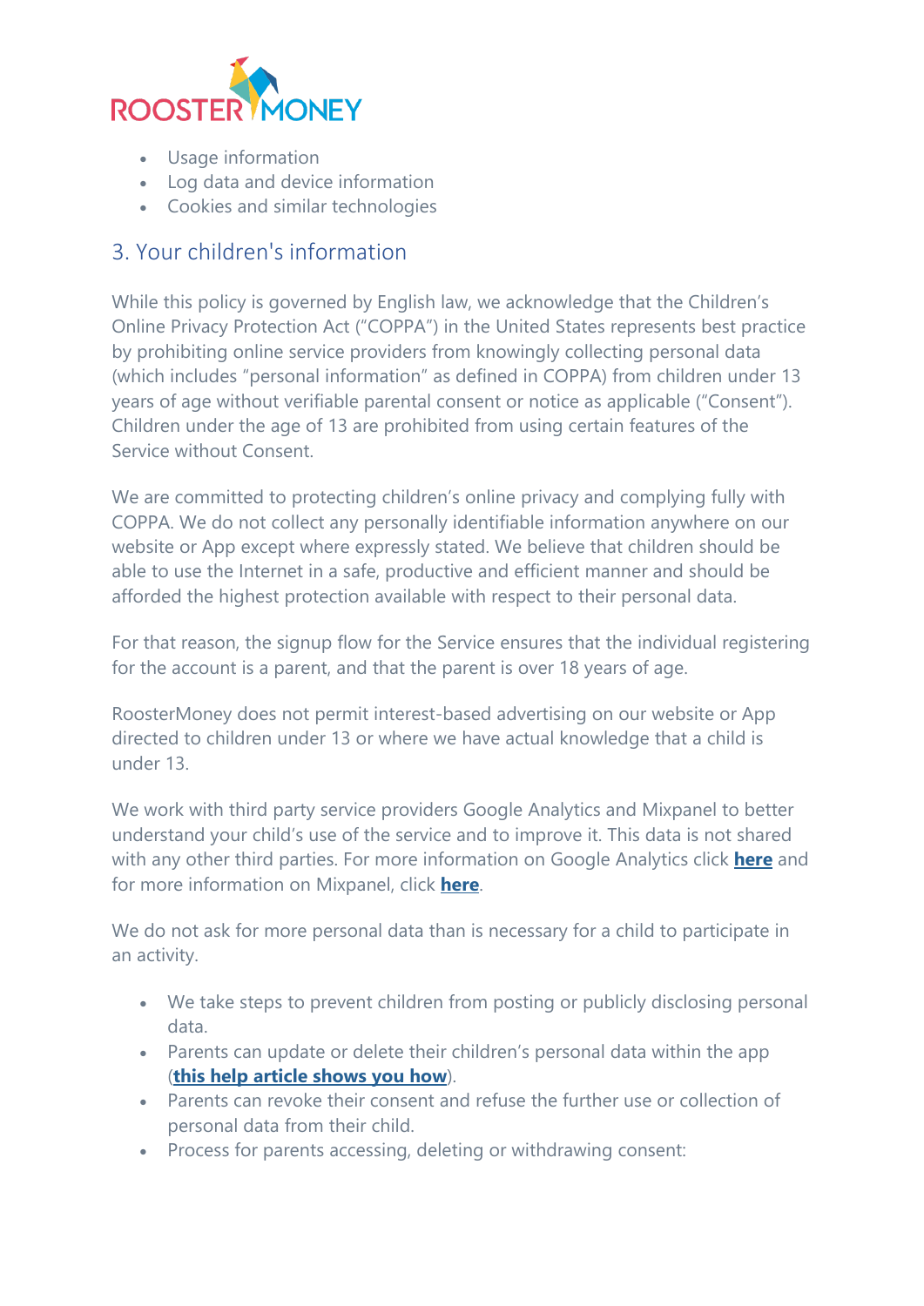- Usage information
- Log data and device information
- Cookies and similar technologies

## 3. Your children's information

While this policy is governed by English law, we acknowledge that the Children's Online Privacy Protection Act ("COPPA") in the United States represents best practice by prohibiting online service providers from knowingly collecting personal data (which includes "personal information" as defined in COPPA) from children under 13 years of age without verifiable parental consent or notice as applicable ("Consent"). Children under the age of 13 are prohibited from using certain features of the Service without Consent.

We are committed to protecting children's online privacy and complying fully with COPPA. We do not collect any personally identifiable information anywhere on our website or App except where expressly stated. We believe that children should be able to use the Internet in a safe, productive and efficient manner and should be afforded the highest protection available with respect to their personal data.

For that reason, the signup flow for the Service ensures that the individual registering for the account is a parent, and that the parent is over 18 years of age.

RoosterMoney does not permit interest-based advertising on our website or App directed to children under 13 or where we have actual knowledge that a child is under 13.

We work with third party service providers Google Analytics and Mixpanel to better understand your child's use of the service and to improve it. This data is not shared with any other third parties. For more information on Google Analytics click **here** and for more information on Mixpanel, click **here**.

We do not ask for more personal data than is necessary for a child to participate in an activity.

- We take steps to prevent children from posting or publicly disclosing personal data.
- Parents can update or delete their children's personal data within the app (**this help article shows you how**).
- Parents can revoke their consent and refuse the further use or collection of personal data from their child.
- Process for parents accessing, deleting or withdrawing consent: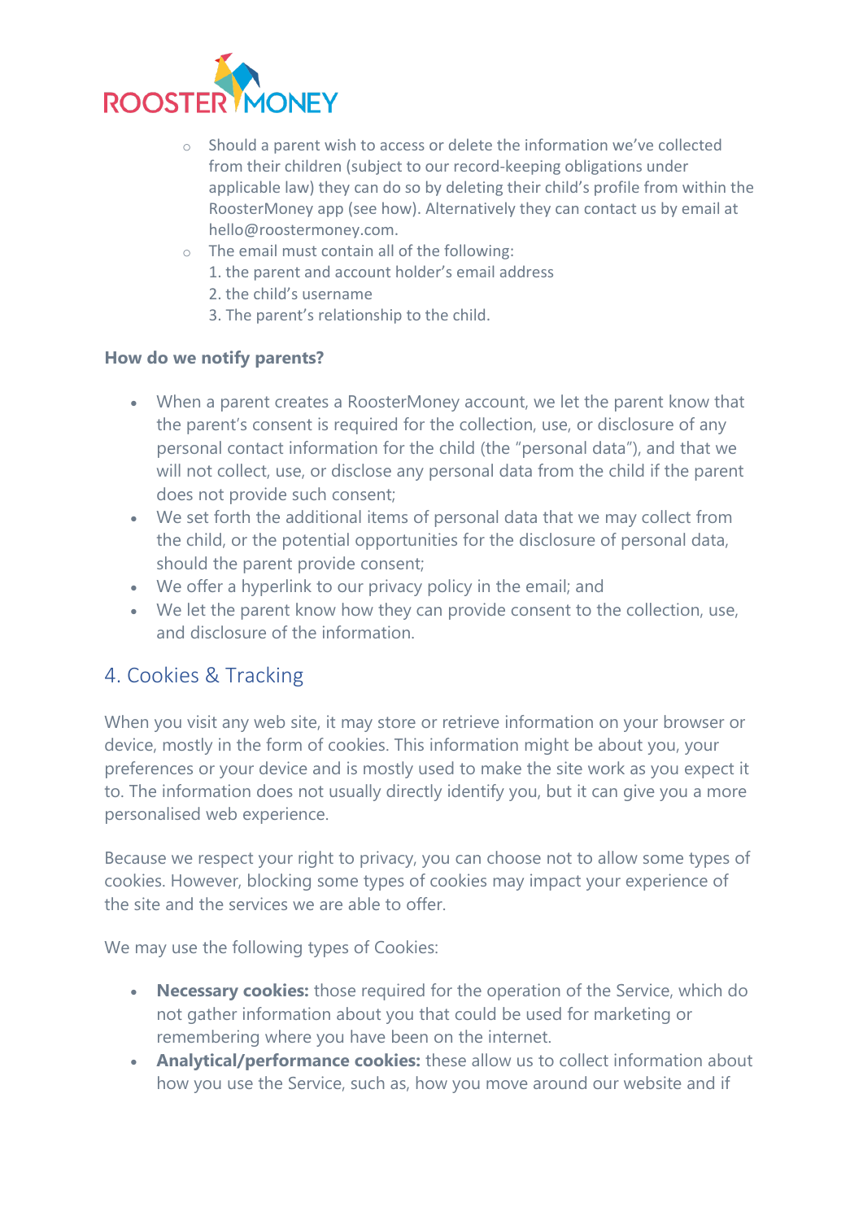- Should a parent wish to access or delete the information we've collected from their children (subject to our record-keeping obligations under applicable law) they can do so by deleting their child's profile from within the RoosterMoney app (see how). Alternatively they can contact us by email at hello@roostermoney.com.
- The email must contain all of the following:
  1. the parent and account holder's email address
  2. the child's username
  3. The parent's relationship to the child.

**How do we notify parents?**

- When a parent creates a RoosterMoney account, we let the parent know that the parent's consent is required for the collection, use, or disclosure of any personal contact information for the child (the "personal data"), and that we will not collect, use, or disclose any personal data from the child if the parent does not provide such consent;
- We set forth the additional items of personal data that we may collect from the child, or the potential opportunities for the disclosure of personal data, should the parent provide consent;
- We offer a hyperlink to our privacy policy in the email; and
- We let the parent know how they can provide consent to the collection, use, and disclosure of the information.

## 4. Cookies & Tracking

When you visit any web site, it may store or retrieve information on your browser or device, mostly in the form of cookies. This information might be about you, your preferences or your device and is mostly used to make the site work as you expect it to. The information does not usually directly identify you, but it can give you a more personalised web experience.

Because we respect your right to privacy, you can choose not to allow some types of cookies. However, blocking some types of cookies may impact your experience of the site and the services we are able to offer.

We may use the following types of Cookies:

- **Necessary cookies:** those required for the operation of the Service, which do not gather information about you that could be used for marketing or remembering where you have been on the internet.
- **Analytical/performance cookies:** these allow us to collect information about how you use the Service, such as, how you move around our website and if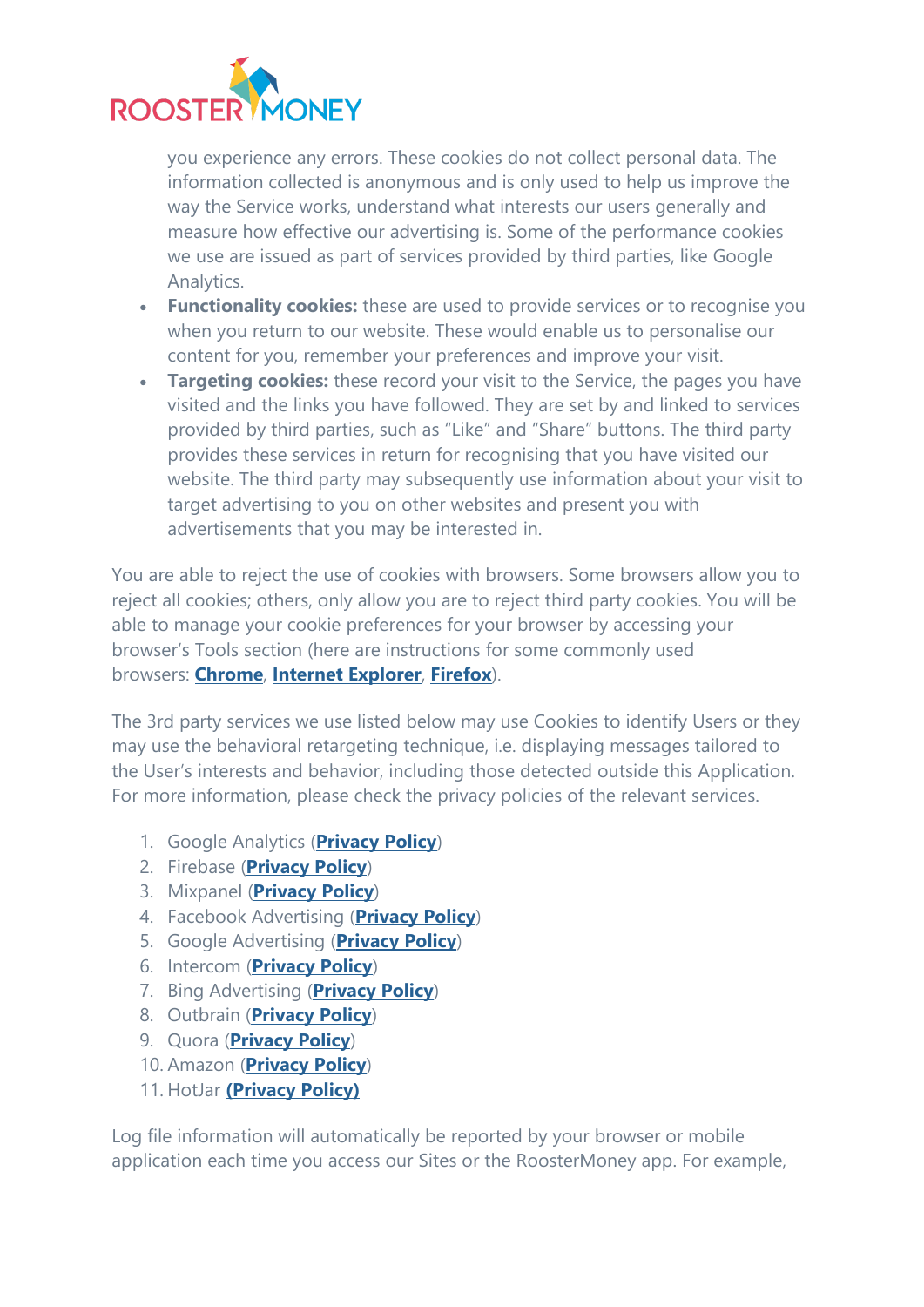you experience any errors. These cookies do not collect personal data. The information collected is anonymous and is only used to help us improve the way the Service works, understand what interests our users generally and measure how effective our advertising is. Some of the performance cookies we use are issued as part of services provided by third parties, like Google Analytics.

- **Functionality cookies:** these are used to provide services or to recognise you when you return to our website. These would enable us to personalise our content for you, remember your preferences and improve your visit.
- **Targeting cookies:** these record your visit to the Service, the pages you have visited and the links you have followed. They are set by and linked to services provided by third parties, such as "Like" and "Share" buttons. The third party provides these services in return for recognising that you have visited our website. The third party may subsequently use information about your visit to target advertising to you on other websites and present you with advertisements that you may be interested in.

You are able to reject the use of cookies with browsers. Some browsers allow you to reject all cookies; others, only allow you are to reject third party cookies. You will be able to manage your cookie preferences for your browser by accessing your browser's Tools section (here are instructions for some commonly used browsers: **Chrome**, **Internet Explorer**, **Firefox**).

The 3rd party services we use listed below may use Cookies to identify Users or they may use the behavioral retargeting technique, i.e. displaying messages tailored to the User's interests and behavior, including those detected outside this Application. For more information, please check the privacy policies of the relevant services.

1. Google Analytics (**Privacy Policy**)
2. Firebase (**Privacy Policy**)
3. Mixpanel (**Privacy Policy**)
4. Facebook Advertising (**Privacy Policy**)
5. Google Advertising (**Privacy Policy**)
6. Intercom (**Privacy Policy**)
7. Bing Advertising (**Privacy Policy**)
8. Outbrain (**Privacy Policy**)
9. Quora (**Privacy Policy**)
10. Amazon (**Privacy Policy**)
11. HotJar **(Privacy Policy)**

Log file information will automatically be reported by your browser or mobile application each time you access our Sites or the RoosterMoney app. For example,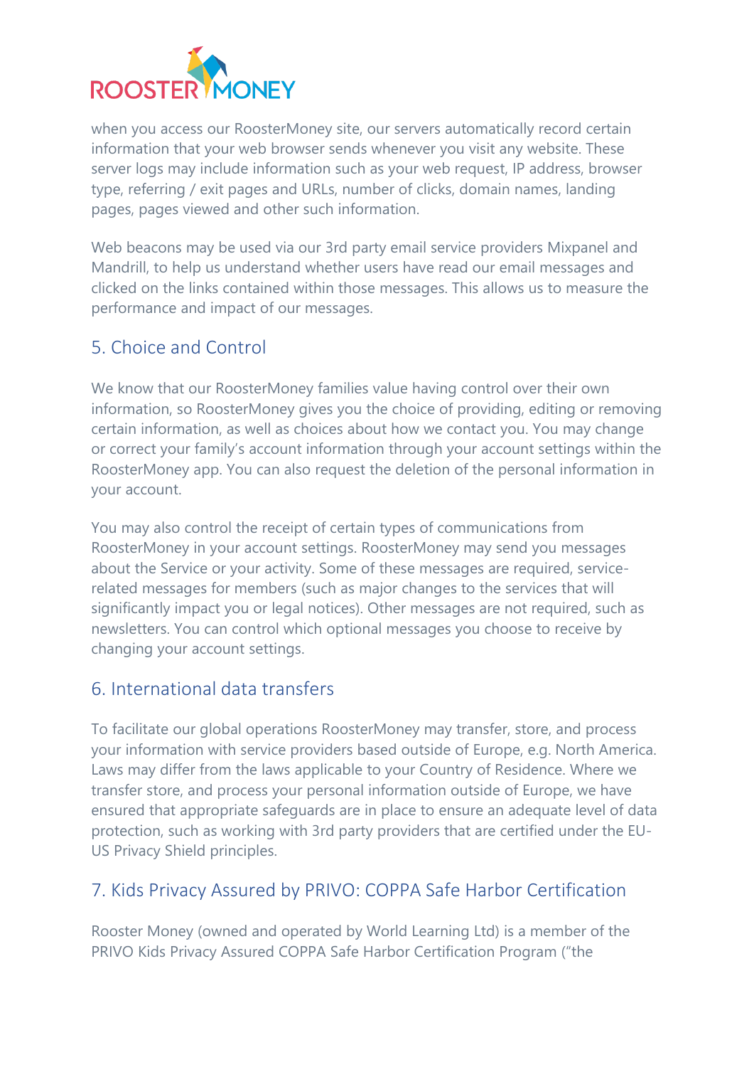when you access our RoosterMoney site, our servers automatically record certain information that your web browser sends whenever you visit any website. These server logs may include information such as your web request, IP address, browser type, referring / exit pages and URLs, number of clicks, domain names, landing pages, pages viewed and other such information.

Web beacons may be used via our 3rd party email service providers Mixpanel and Mandrill, to help us understand whether users have read our email messages and clicked on the links contained within those messages. This allows us to measure the performance and impact of our messages.

## 5. Choice and Control

We know that our RoosterMoney families value having control over their own information, so RoosterMoney gives you the choice of providing, editing or removing certain information, as well as choices about how we contact you. You may change or correct your family's account information through your account settings within the RoosterMoney app. You can also request the deletion of the personal information in your account.

You may also control the receipt of certain types of communications from RoosterMoney in your account settings. RoosterMoney may send you messages about the Service or your activity. Some of these messages are required, service-related messages for members (such as major changes to the services that will significantly impact you or legal notices). Other messages are not required, such as newsletters. You can control which optional messages you choose to receive by changing your account settings.

## 6. International data transfers

To facilitate our global operations RoosterMoney may transfer, store, and process your information with service providers based outside of Europe, e.g. North America. Laws may differ from the laws applicable to your Country of Residence. Where we transfer store, and process your personal information outside of Europe, we have ensured that appropriate safeguards are in place to ensure an adequate level of data protection, such as working with 3rd party providers that are certified under the EU-US Privacy Shield principles.

## 7. Kids Privacy Assured by PRIVO: COPPA Safe Harbor Certification

Rooster Money (owned and operated by World Learning Ltd) is a member of the PRIVO Kids Privacy Assured COPPA Safe Harbor Certification Program ("the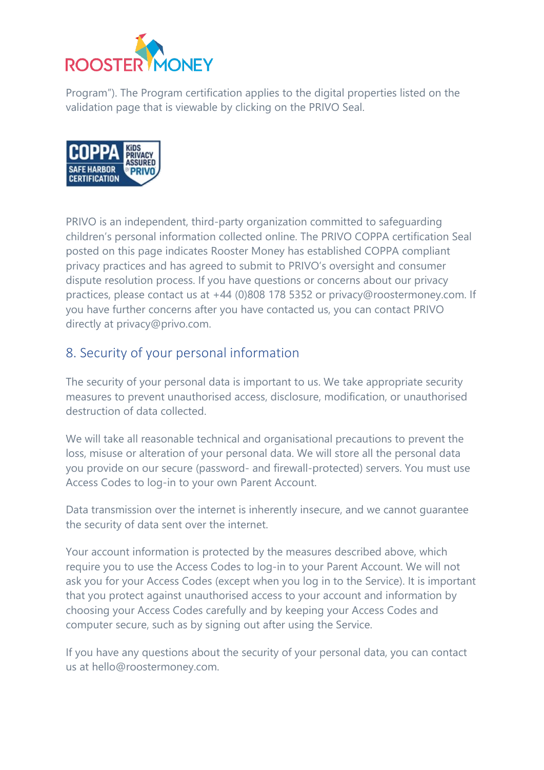Program"). The Program certification applies to the digital properties listed on the validation page that is viewable by clicking on the PRIVO Seal.

PRIVO is an independent, third-party organization committed to safeguarding children's personal information collected online. The PRIVO COPPA certification Seal posted on this page indicates Rooster Money has established COPPA compliant privacy practices and has agreed to submit to PRIVO's oversight and consumer dispute resolution process. If you have questions or concerns about our privacy practices, please contact us at +44 (0)808 178 5352 or privacy@roostermoney.com. If you have further concerns after you have contacted us, you can contact PRIVO directly at privacy@privo.com.

## 8. Security of your personal information

The security of your personal data is important to us. We take appropriate security measures to prevent unauthorised access, disclosure, modification, or unauthorised destruction of data collected.

We will take all reasonable technical and organisational precautions to prevent the loss, misuse or alteration of your personal data. We will store all the personal data you provide on our secure (password- and firewall-protected) servers. You must use Access Codes to log-in to your own Parent Account.

Data transmission over the internet is inherently insecure, and we cannot guarantee the security of data sent over the internet.

Your account information is protected by the measures described above, which require you to use the Access Codes to log-in to your Parent Account. We will not ask you for your Access Codes (except when you log in to the Service). It is important that you protect against unauthorised access to your account and information by choosing your Access Codes carefully and by keeping your Access Codes and computer secure, such as by signing out after using the Service.

If you have any questions about the security of your personal data, you can contact us at hello@roostermoney.com.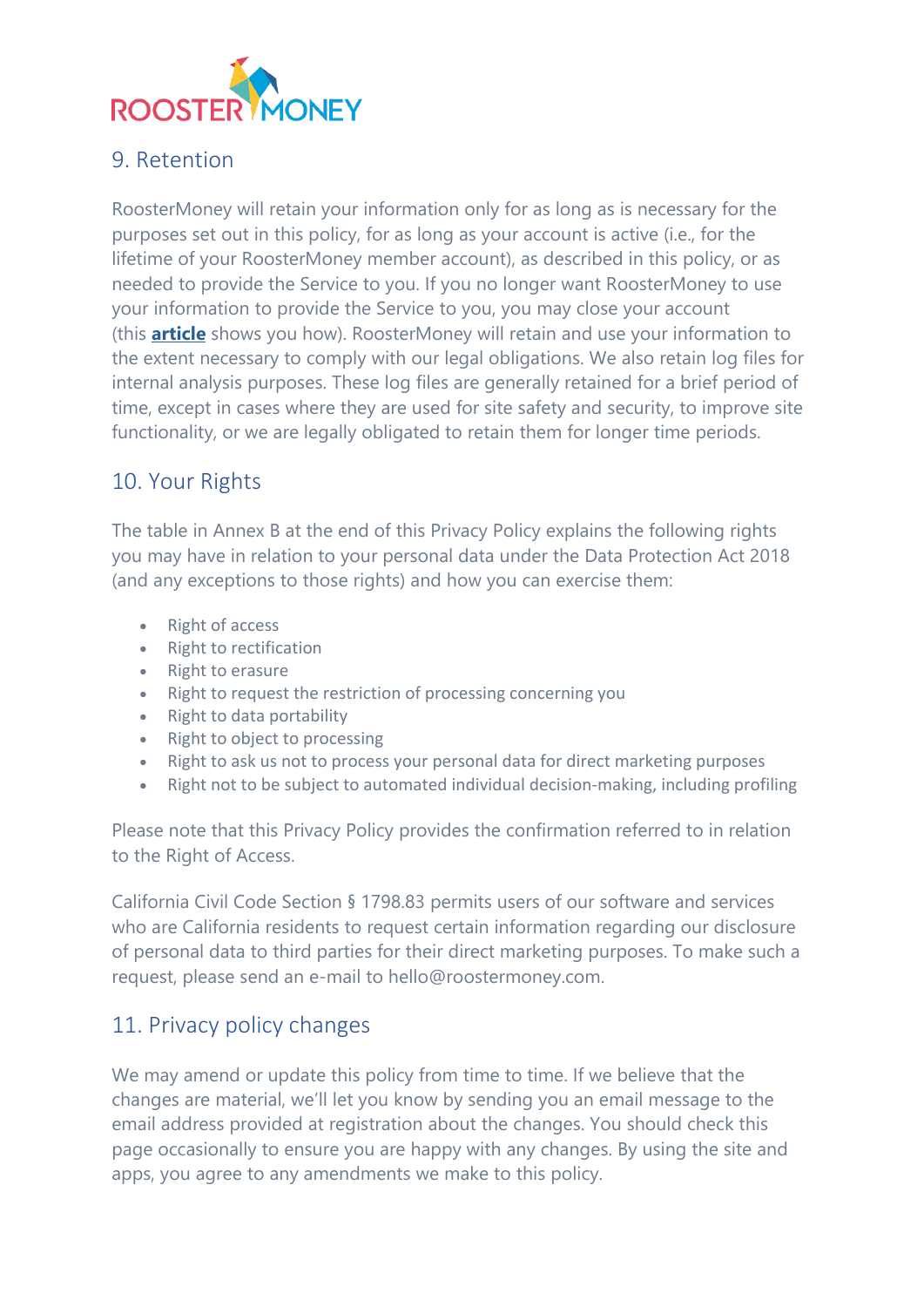## 9. Retention

RoosterMoney will retain your information only for as long as is necessary for the purposes set out in this policy, for as long as your account is active (i.e., for the lifetime of your RoosterMoney member account), as described in this policy, or as needed to provide the Service to you. If you no longer want RoosterMoney to use your information to provide the Service to you, you may close your account (this **article** shows you how). RoosterMoney will retain and use your information to the extent necessary to comply with our legal obligations. We also retain log files for internal analysis purposes. These log files are generally retained for a brief period of time, except in cases where they are used for site safety and security, to improve site functionality, or we are legally obligated to retain them for longer time periods.

## 10. Your Rights

The table in Annex B at the end of this Privacy Policy explains the following rights you may have in relation to your personal data under the Data Protection Act 2018 (and any exceptions to those rights) and how you can exercise them:

- Right of access
- Right to rectification
- Right to erasure
- Right to request the restriction of processing concerning you
- Right to data portability
- Right to object to processing
- Right to ask us not to process your personal data for direct marketing purposes
- Right not to be subject to automated individual decision-making, including profiling

Please note that this Privacy Policy provides the confirmation referred to in relation to the Right of Access.

California Civil Code Section § 1798.83 permits users of our software and services who are California residents to request certain information regarding our disclosure of personal data to third parties for their direct marketing purposes. To make such a request, please send an e-mail to hello@roostermoney.com.

## 11. Privacy policy changes

We may amend or update this policy from time to time. If we believe that the changes are material, we'll let you know by sending you an email message to the email address provided at registration about the changes. You should check this page occasionally to ensure you are happy with any changes. By using the site and apps, you agree to any amendments we make to this policy.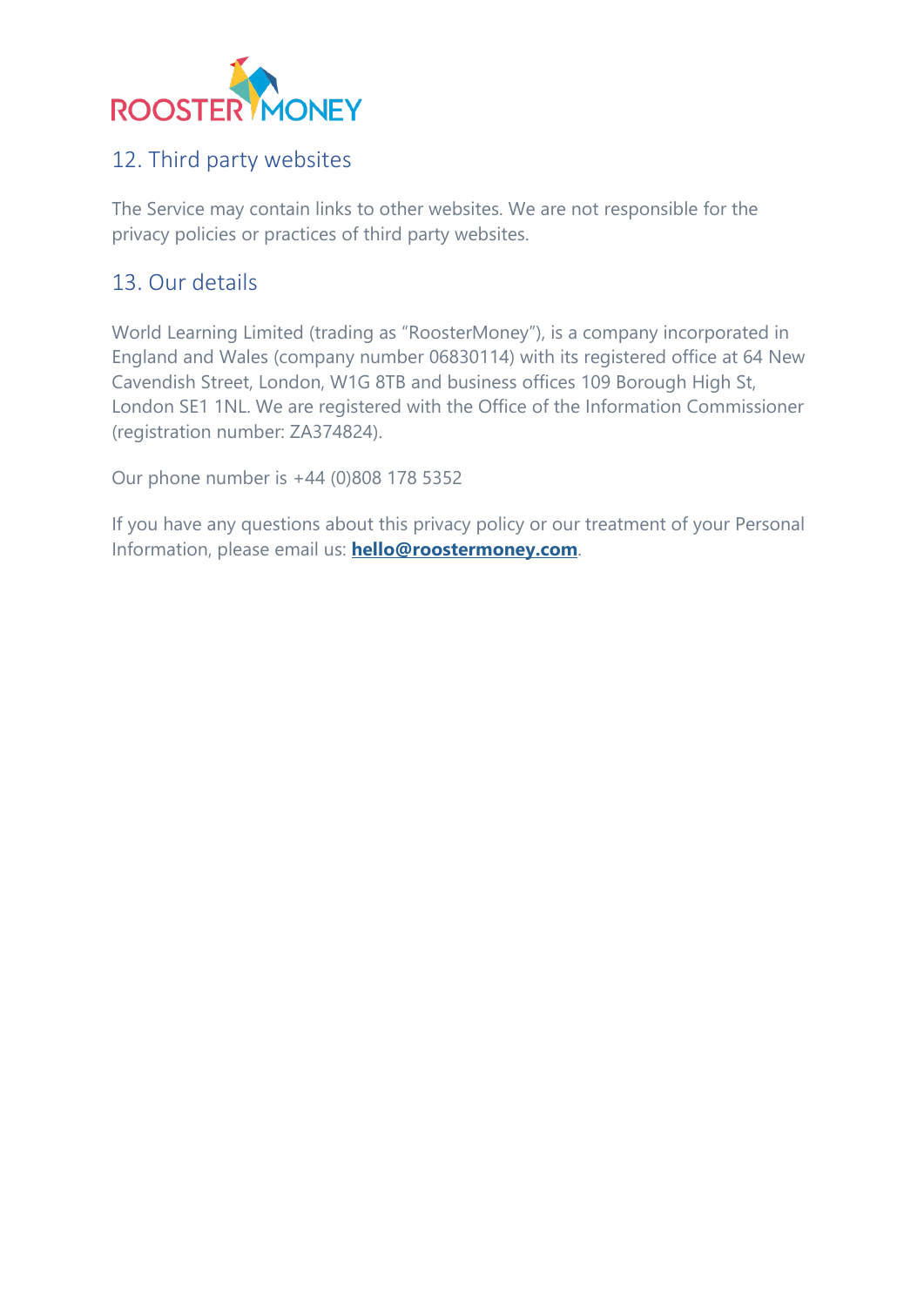## 12. Third party websites

The Service may contain links to other websites. We are not responsible for the privacy policies or practices of third party websites.

## 13. Our details

World Learning Limited (trading as "RoosterMoney"), is a company incorporated in England and Wales (company number 06830114) with its registered office at 64 New Cavendish Street, London, W1G 8TB and business offices 109 Borough High St, London SE1 1NL. We are registered with the Office of the Information Commissioner (registration number: ZA374824).

Our phone number is +44 (0)808 178 5352

If you have any questions about this privacy policy or our treatment of your Personal Information, please email us: **hello@roostermoney.com**.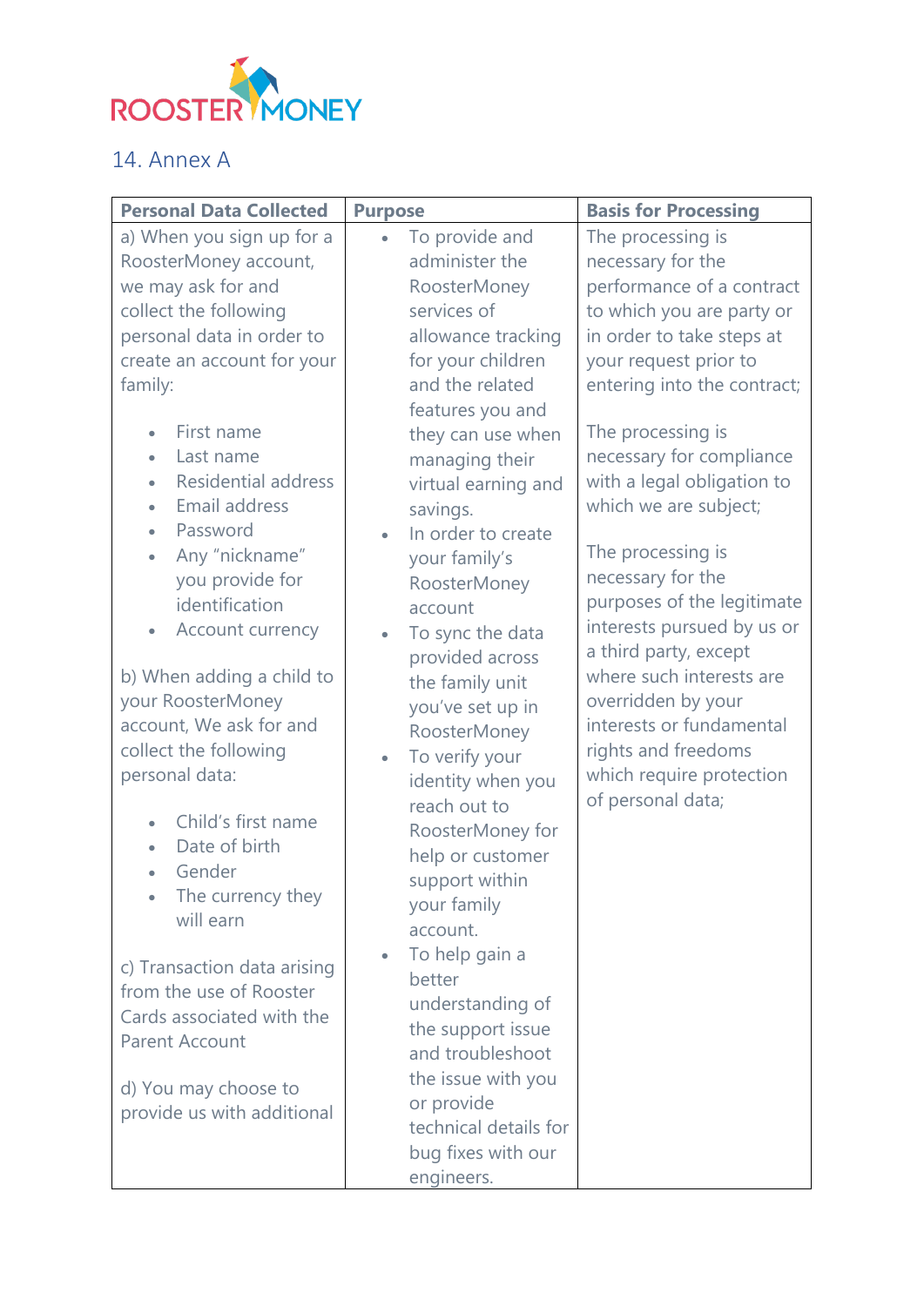## 14. Annex A

| Personal Data Collected | Purpose | Basis for Processing |
| --- | --- | --- |
| a) When you sign up for a RoosterMoney account, we may ask for and collect the following personal data in order to create an account for your family:<br><br>• First name<br>• Last name<br>• Residential address<br>• Email address<br>• Password<br>• Any "nickname" you provide for identification<br>• Account currency<br><br>b) When adding a child to your RoosterMoney account, We ask for and collect the following personal data:<br><br>• Child's first name<br>• Date of birth<br>• Gender<br>• The currency they will earn<br><br>c) Transaction data arising from the use of Rooster Cards associated with the Parent Account<br><br>d) You may choose to provide us with additional | • To provide and administer the RoosterMoney services of allowance tracking for your children and the related features you and they can use when managing their virtual earning and savings.<br>• In order to create your family's RoosterMoney account<br>• To sync the data provided across the family unit you've set up in RoosterMoney<br>• To verify your identity when you reach out to RoosterMoney for help or customer support within your family account.<br>• To help gain a better understanding of the support issue and troubleshoot the issue with you or provide technical details for bug fixes with our engineers. | The processing is necessary for the performance of a contract to which you are party or in order to take steps at your request prior to entering into the contract;<br><br>The processing is necessary for compliance with a legal obligation to which we are subject;<br><br>The processing is necessary for the purposes of the legitimate interests pursued by us or a third party, except where such interests are overridden by your interests or fundamental rights and freedoms which require protection of personal data; |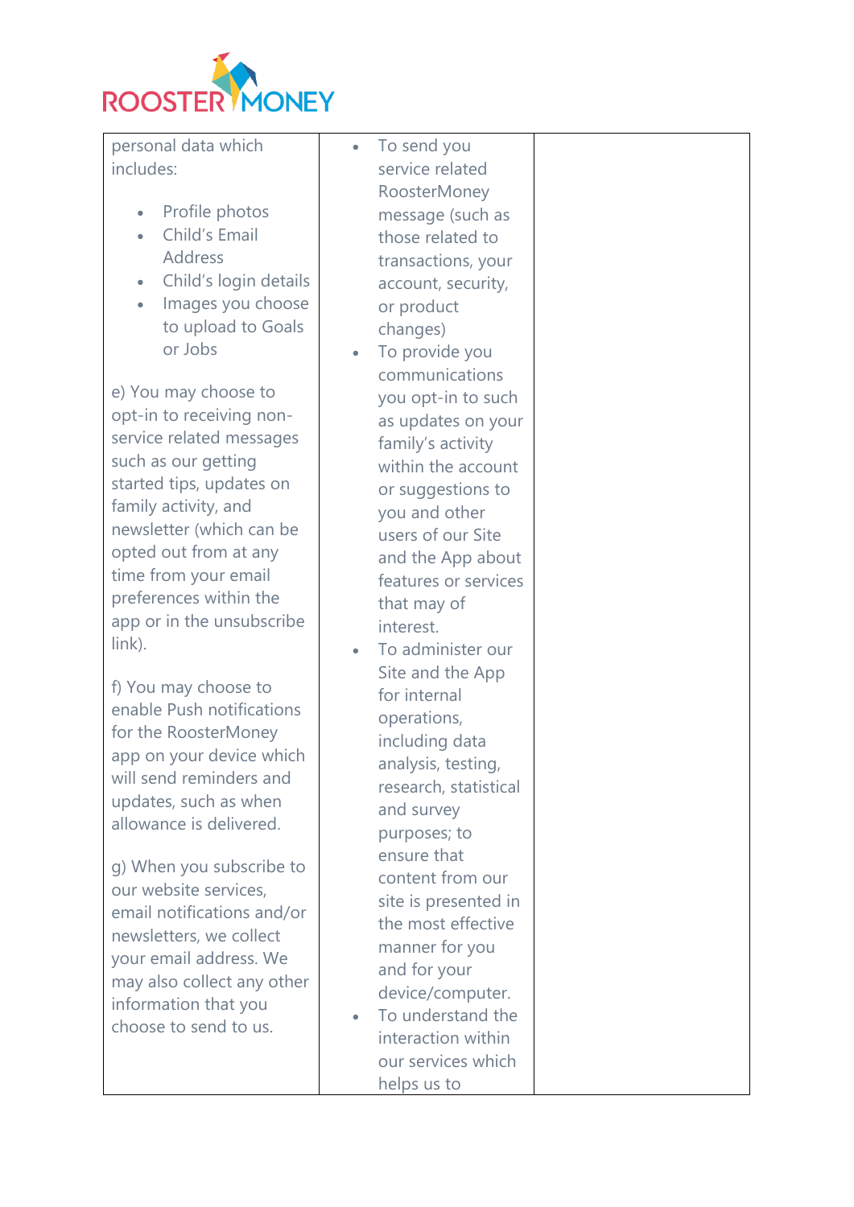| | | |
|---|---|---|
| personal data which includes:<br><br>• Profile photos<br>• Child's Email Address<br>• Child's login details<br>• Images you choose to upload to Goals or Jobs<br><br>e) You may choose to opt-in to receiving non-service related messages such as our getting started tips, updates on family activity, and newsletter (which can be opted out from at any time from your email preferences within the app or in the unsubscribe link).<br><br>f) You may choose to enable Push notifications for the RoosterMoney app on your device which will send reminders and updates, such as when allowance is delivered.<br><br>g) When you subscribe to our website services, email notifications and/or newsletters, we collect your email address. We may also collect any other information that you choose to send to us. | • To send you service related RoosterMoney message (such as those related to transactions, your account, security, or product changes)<br>• To provide you communications you opt-in to such as updates on your family's activity within the account or suggestions to you and other users of our Site and the App about features or services that may of interest.<br>• To administer our Site and the App for internal operations, including data analysis, testing, research, statistical and survey purposes; to ensure that content from our site is presented in the most effective manner for you and for your device/computer.<br>• To understand the interaction within our services which helps us to | |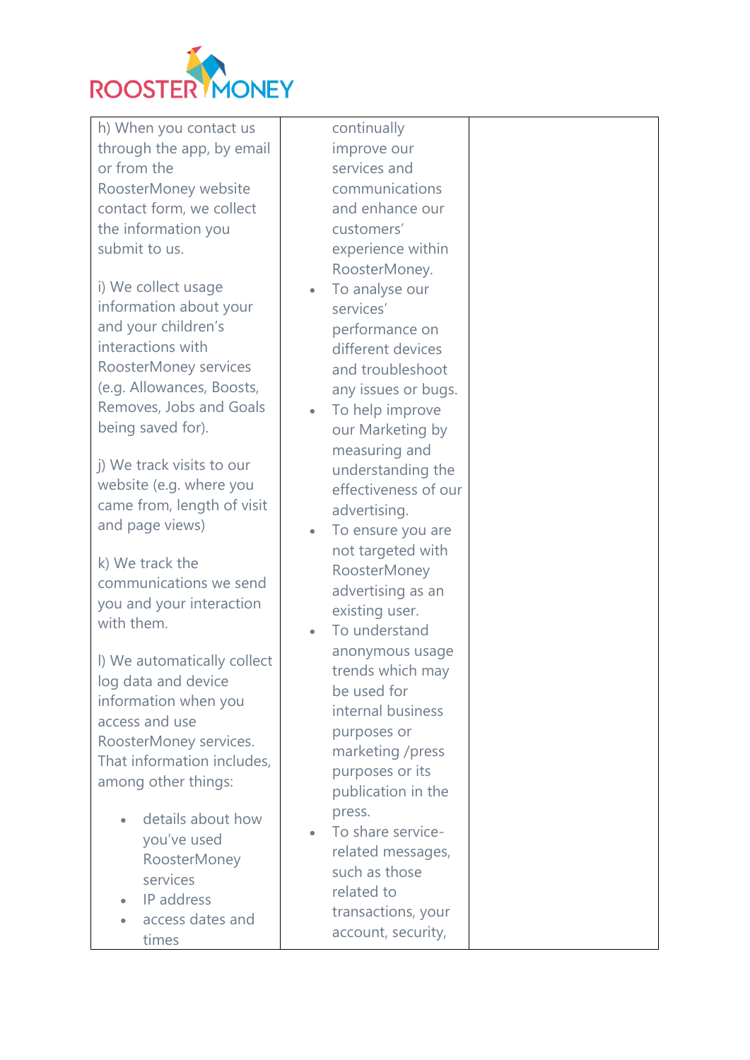| | | |
|---|---|---|
| h) When you contact us through the app, by email or from the RoosterMoney website contact form, we collect the information you submit to us.<br><br>i) We collect usage information about your and your children's interactions with RoosterMoney services (e.g. Allowances, Boosts, Removes, Jobs and Goals being saved for).<br><br>j) We track visits to our website (e.g. where you came from, length of visit and page views)<br><br>k) We track the communications we send you and your interaction with them.<br><br>l) We automatically collect log data and device information when you access and use RoosterMoney services. That information includes, among other things:<br><br>• details about how you've used RoosterMoney services<br>• IP address<br>• access dates and times | continually improve our services and communications and enhance our customers' experience within RoosterMoney.<br>• To analyse our services' performance on different devices and troubleshoot any issues or bugs.<br>• To help improve our Marketing by measuring and understanding the effectiveness of our advertising.<br>• To ensure you are not targeted with RoosterMoney advertising as an existing user.<br>• To understand anonymous usage trends which may be used for internal business purposes or marketing /press purposes or its publication in the press.<br>• To share service-related messages, such as those related to transactions, your account, security, | |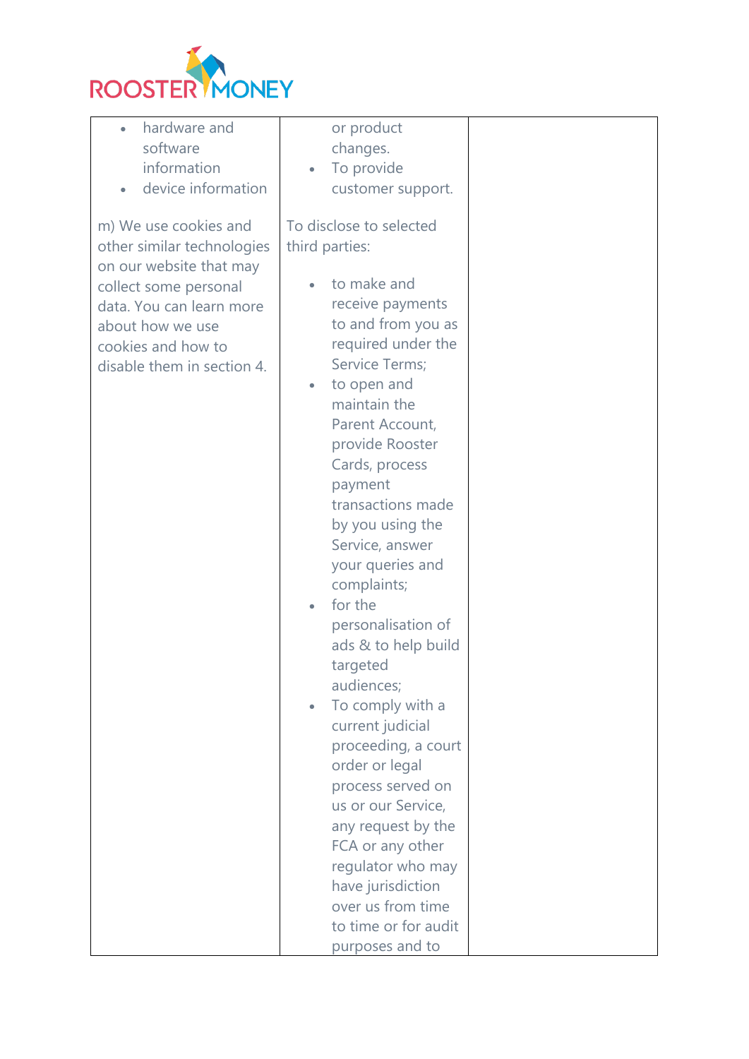| | | |
|---|---|---|
| <ul><li>hardware and software information</li><li>device information</li></ul><br>m) We use cookies and other similar technologies on our website that may collect some personal data. You can learn more about how we use cookies and how to disable them in section 4. | or product changes.<ul><li>To provide customer support.</li></ul><br>To disclose to selected third parties:<ul><li>to make and receive payments to and from you as required under the Service Terms;</li><li>to open and maintain the Parent Account, provide Rooster Cards, process payment transactions made by you using the Service, answer your queries and complaints;</li><li>for the personalisation of ads & to help build targeted audiences;</li><li>To comply with a current judicial proceeding, a court order or legal process served on us or our Service, any request by the FCA or any other regulator who may have jurisdiction over us from time to time or for audit purposes and to</li></ul> | |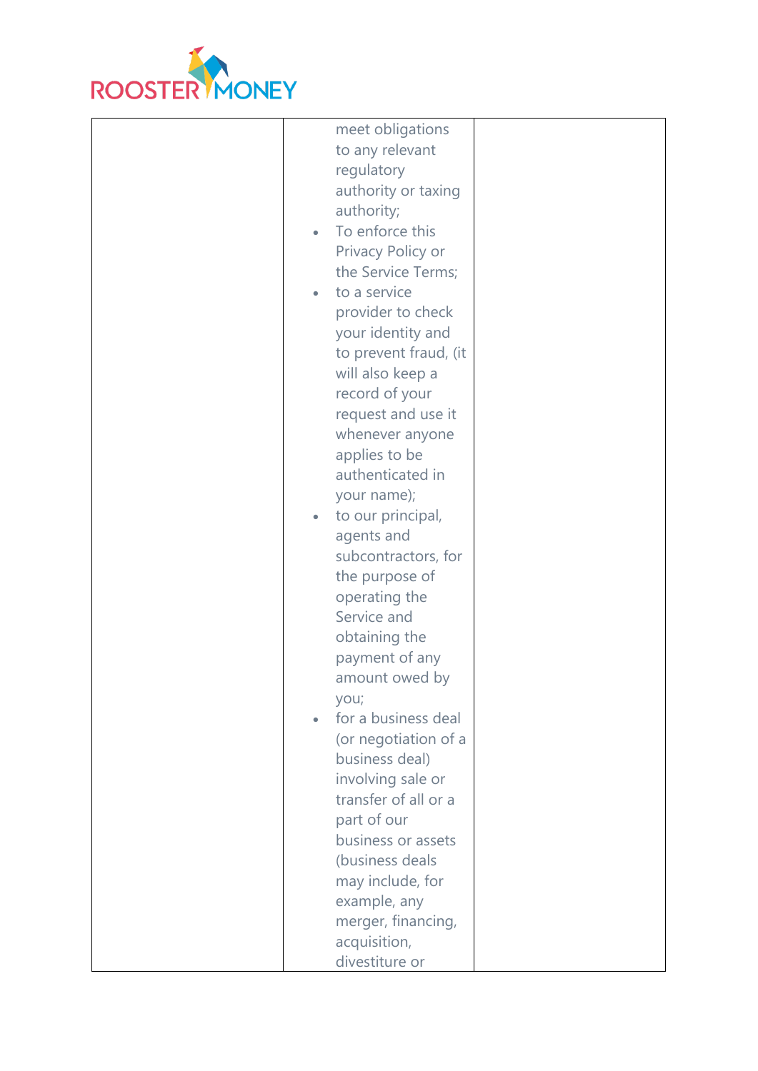| | | |
|---|---|---|
| | meet obligations to any relevant regulatory authority or taxing authority;<br>• To enforce this Privacy Policy or the Service Terms;<br>• to a service provider to check your identity and to prevent fraud, (it will also keep a record of your request and use it whenever anyone applies to be authenticated in your name);<br>• to our principal, agents and subcontractors, for the purpose of operating the Service and obtaining the payment of any amount owed by you;<br>• for a business deal (or negotiation of a business deal) involving sale or transfer of all or a part of our business or assets (business deals may include, for example, any merger, financing, acquisition, divestiture or | |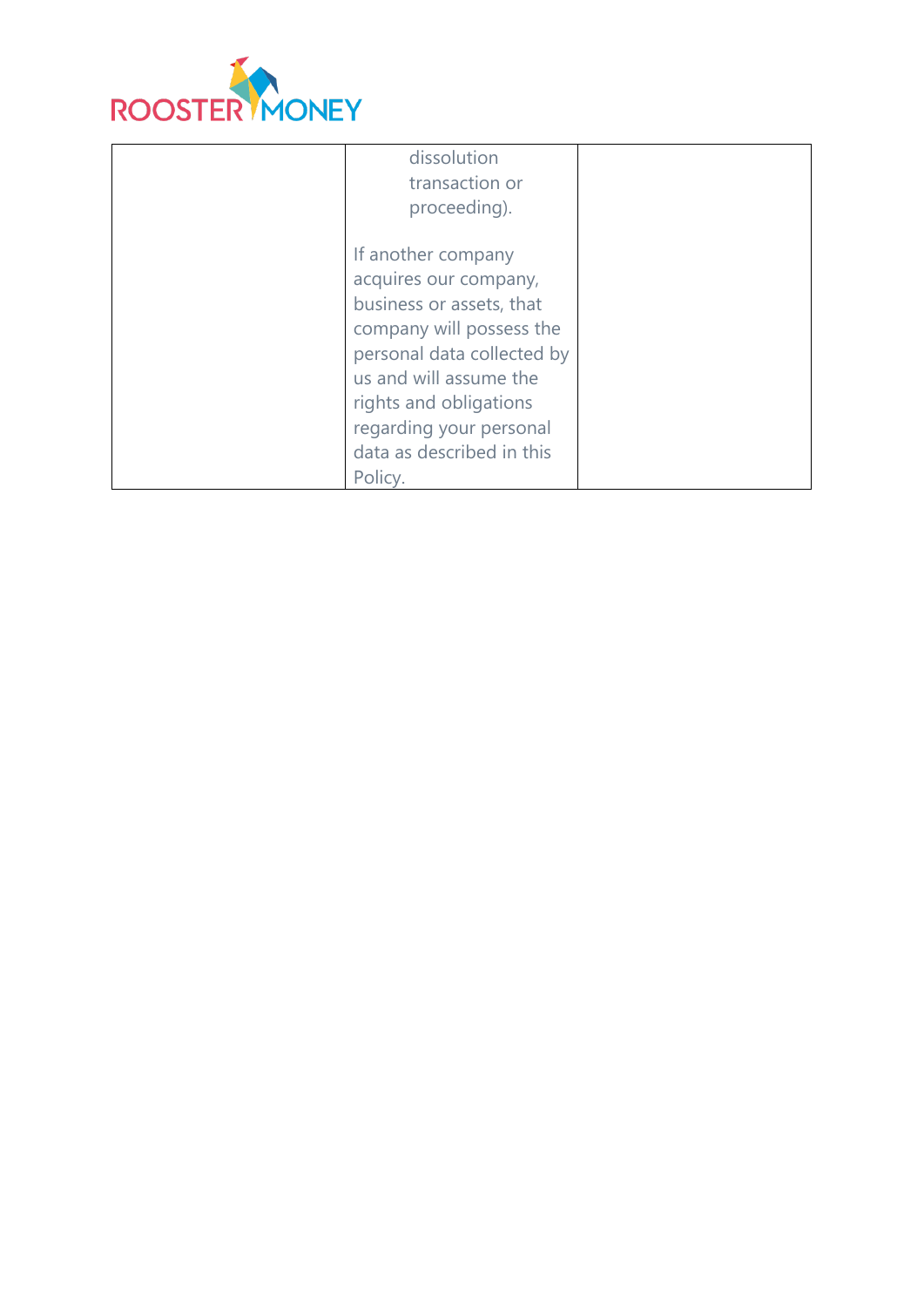|  |  |  |
| --- | --- | --- |
|  | dissolution transaction or proceeding).<br><br>If another company acquires our company, business or assets, that company will possess the personal data collected by us and will assume the rights and obligations regarding your personal data as described in this Policy. |  |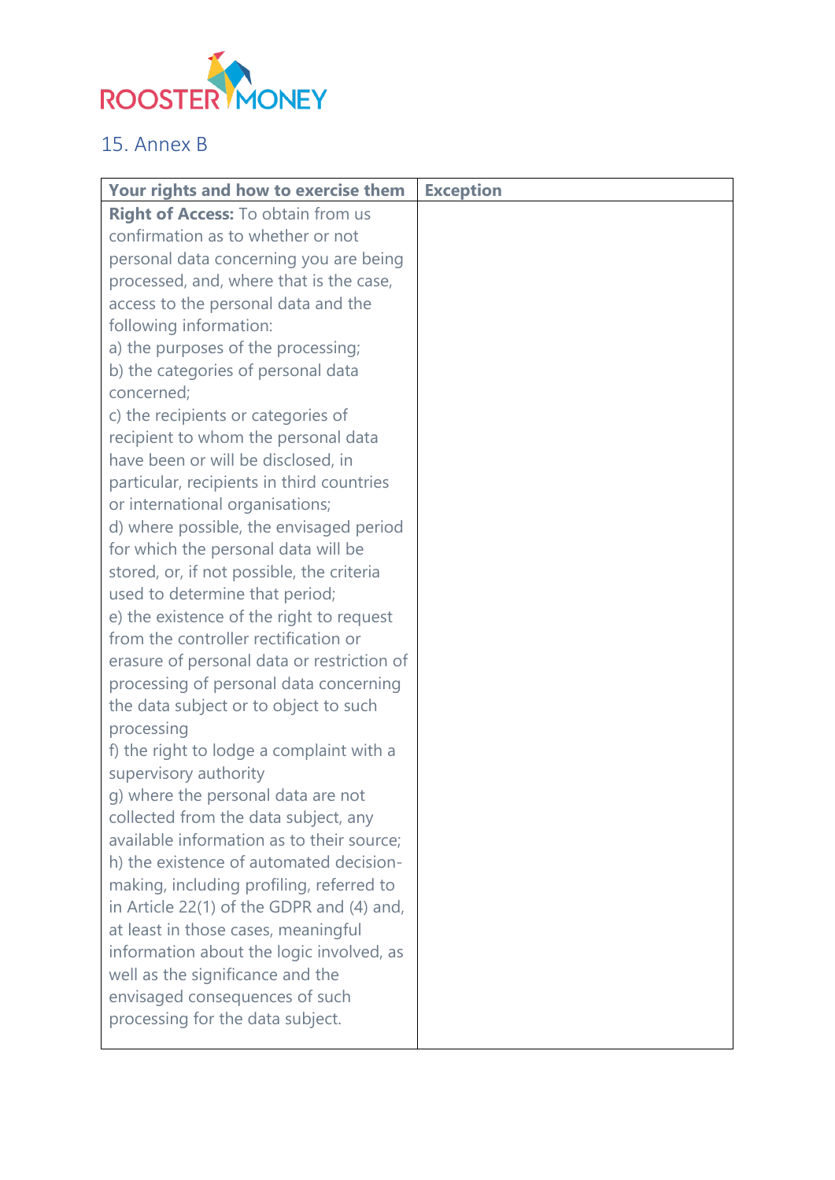## 15. Annex B

| Your rights and how to exercise them | Exception |
|---|---|
| **Right of Access:** To obtain from us confirmation as to whether or not personal data concerning you are being processed, and, where that is the case, access to the personal data and the following information:<br>a) the purposes of the processing;<br>b) the categories of personal data concerned;<br>c) the recipients or categories of recipient to whom the personal data have been or will be disclosed, in particular, recipients in third countries or international organisations;<br>d) where possible, the envisaged period for which the personal data will be stored, or, if not possible, the criteria used to determine that period;<br>e) the existence of the right to request from the controller rectification or erasure of personal data or restriction of processing of personal data concerning the data subject or to object to such processing<br>f) the right to lodge a complaint with a supervisory authority<br>g) where the personal data are not collected from the data subject, any available information as to their source;<br>h) the existence of automated decision-making, including profiling, referred to in Article 22(1) of the GDPR and (4) and, at least in those cases, meaningful information about the logic involved, as well as the significance and the envisaged consequences of such processing for the data subject. | |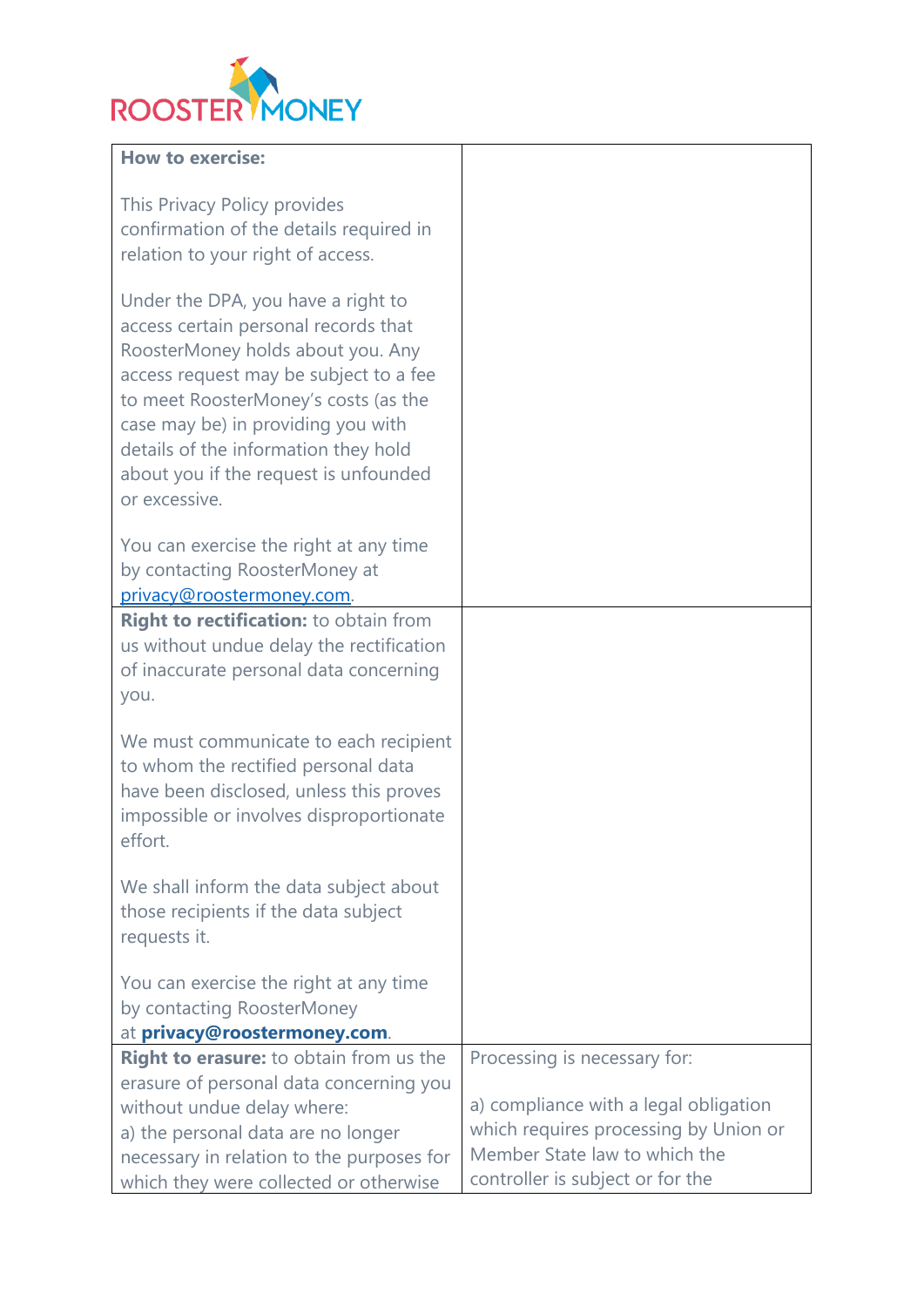| | |
|---|---|
| **How to exercise:**<br><br>This Privacy Policy provides confirmation of the details required in relation to your right of access.<br><br>Under the DPA, you have a right to access certain personal records that RoosterMoney holds about you. Any access request may be subject to a fee to meet RoosterMoney's costs (as the case may be) in providing you with details of the information they hold about you if the request is unfounded or excessive.<br><br>You can exercise the right at any time by contacting RoosterMoney at privacy@roostermoney.com. | |
| **Right to rectification:** to obtain from us without undue delay the rectification of inaccurate personal data concerning you.<br><br>We must communicate to each recipient to whom the rectified personal data have been disclosed, unless this proves impossible or involves disproportionate effort.<br><br>We shall inform the data subject about those recipients if the data subject requests it.<br><br>You can exercise the right at any time by contacting RoosterMoney at **privacy@roostermoney.com**. | |
| **Right to erasure:** to obtain from us the erasure of personal data concerning you without undue delay where:<br>a) the personal data are no longer necessary in relation to the purposes for which they were collected or otherwise | Processing is necessary for:<br><br>a) compliance with a legal obligation which requires processing by Union or Member State law to which the controller is subject or for the |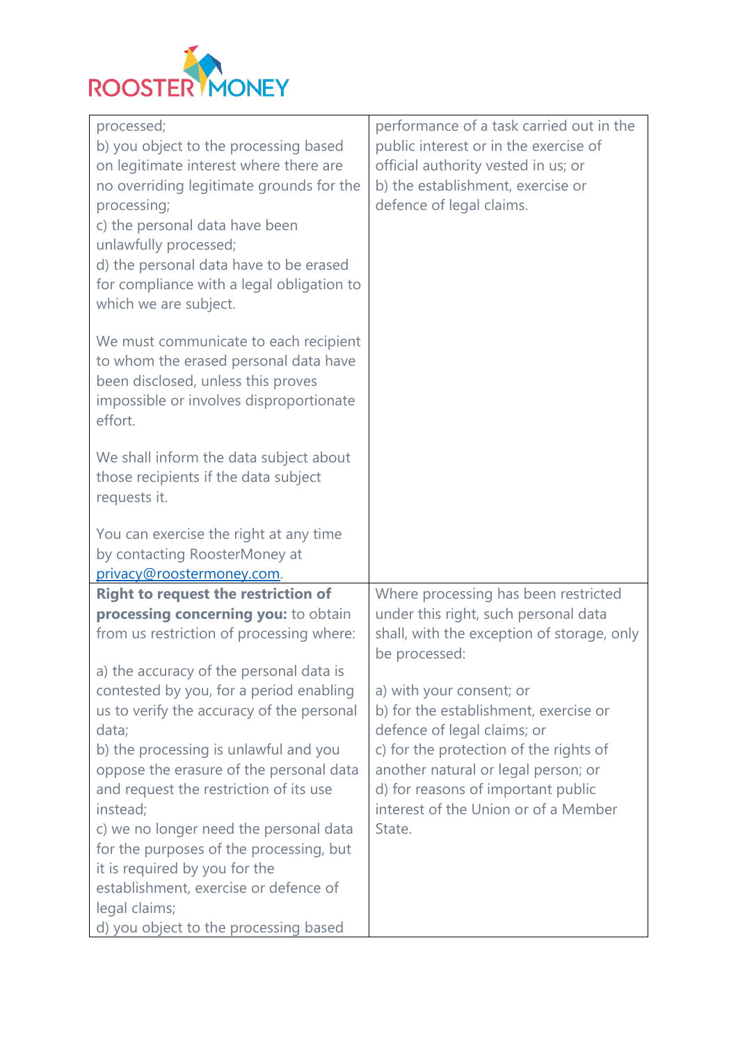| | |
|---|---|
| processed;<br>b) you object to the processing based on legitimate interest where there are no overriding legitimate grounds for the processing;<br>c) the personal data have been unlawfully processed;<br>d) the personal data have to be erased for compliance with a legal obligation to which we are subject.<br><br>We must communicate to each recipient to whom the erased personal data have been disclosed, unless this proves impossible or involves disproportionate effort.<br><br>We shall inform the data subject about those recipients if the data subject requests it.<br><br>You can exercise the right at any time by contacting RoosterMoney at privacy@roostermoney.com. | performance of a task carried out in the public interest or in the exercise of official authority vested in us; or<br>b) the establishment, exercise or defence of legal claims. |
| **Right to request the restriction of processing concerning you:** to obtain from us restriction of processing where:<br><br>a) the accuracy of the personal data is contested by you, for a period enabling us to verify the accuracy of the personal data;<br>b) the processing is unlawful and you oppose the erasure of the personal data and request the restriction of its use instead;<br>c) we no longer need the personal data for the purposes of the processing, but it is required by you for the establishment, exercise or defence of legal claims;<br>d) you object to the processing based | Where processing has been restricted under this right, such personal data shall, with the exception of storage, only be processed:<br><br>a) with your consent; or<br>b) for the establishment, exercise or defence of legal claims; or<br>c) for the protection of the rights of another natural or legal person; or<br>d) for reasons of important public interest of the Union or of a Member State. |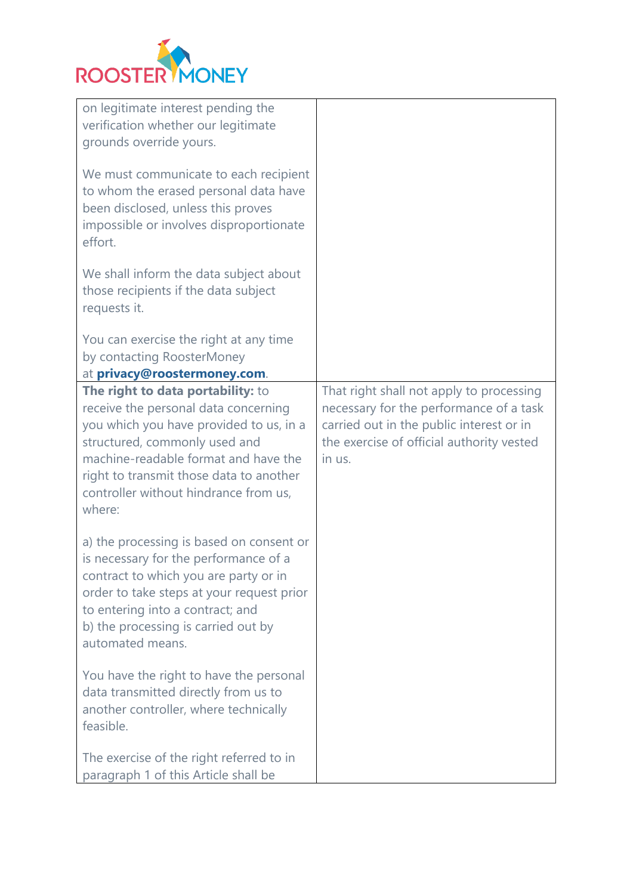| | |
|---|---|
| on legitimate interest pending the verification whether our legitimate grounds override yours.<br><br>We must communicate to each recipient to whom the erased personal data have been disclosed, unless this proves impossible or involves disproportionate effort.<br><br>We shall inform the data subject about those recipients if the data subject requests it.<br><br>You can exercise the right at any time by contacting RoosterMoney at **privacy@roostermoney.com**. | |
| **The right to data portability:** to receive the personal data concerning you which you have provided to us, in a structured, commonly used and machine-readable format and have the right to transmit those data to another controller without hindrance from us, where:<br><br>a) the processing is based on consent or is necessary for the performance of a contract to which you are party or in order to take steps at your request prior to entering into a contract; and<br>b) the processing is carried out by automated means.<br><br>You have the right to have the personal data transmitted directly from us to another controller, where technically feasible.<br><br>The exercise of the right referred to in paragraph 1 of this Article shall be | That right shall not apply to processing necessary for the performance of a task carried out in the public interest or in the exercise of official authority vested in us. |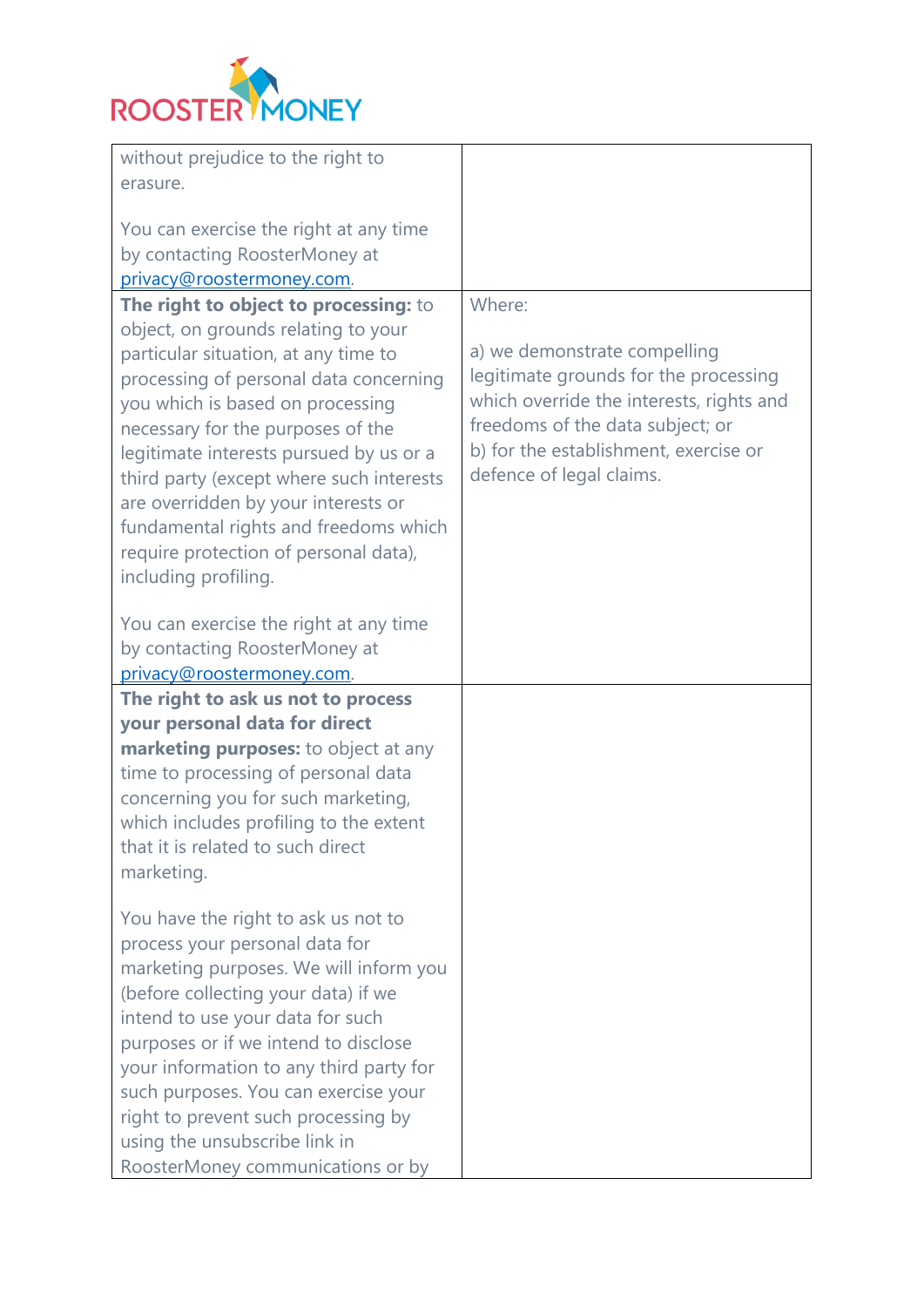| | |
|---|---|
| without prejudice to the right to erasure.<br><br>You can exercise the right at any time by contacting RoosterMoney at privacy@roostermoney.com. | |
| **The right to object to processing:** to object, on grounds relating to your particular situation, at any time to processing of personal data concerning you which is based on processing necessary for the purposes of the legitimate interests pursued by us or a third party (except where such interests are overridden by your interests or fundamental rights and freedoms which require protection of personal data), including profiling.<br><br>You can exercise the right at any time by contacting RoosterMoney at privacy@roostermoney.com. | Where:<br><br>a) we demonstrate compelling legitimate grounds for the processing which override the interests, rights and freedoms of the data subject; or<br>b) for the establishment, exercise or defence of legal claims. |
| **The right to ask us not to process your personal data for direct marketing purposes:** to object at any time to processing of personal data concerning you for such marketing, which includes profiling to the extent that it is related to such direct marketing.<br><br>You have the right to ask us not to process your personal data for marketing purposes. We will inform you (before collecting your data) if we intend to use your data for such purposes or if we intend to disclose your information to any third party for such purposes. You can exercise your right to prevent such processing by using the unsubscribe link in RoosterMoney communications or by | |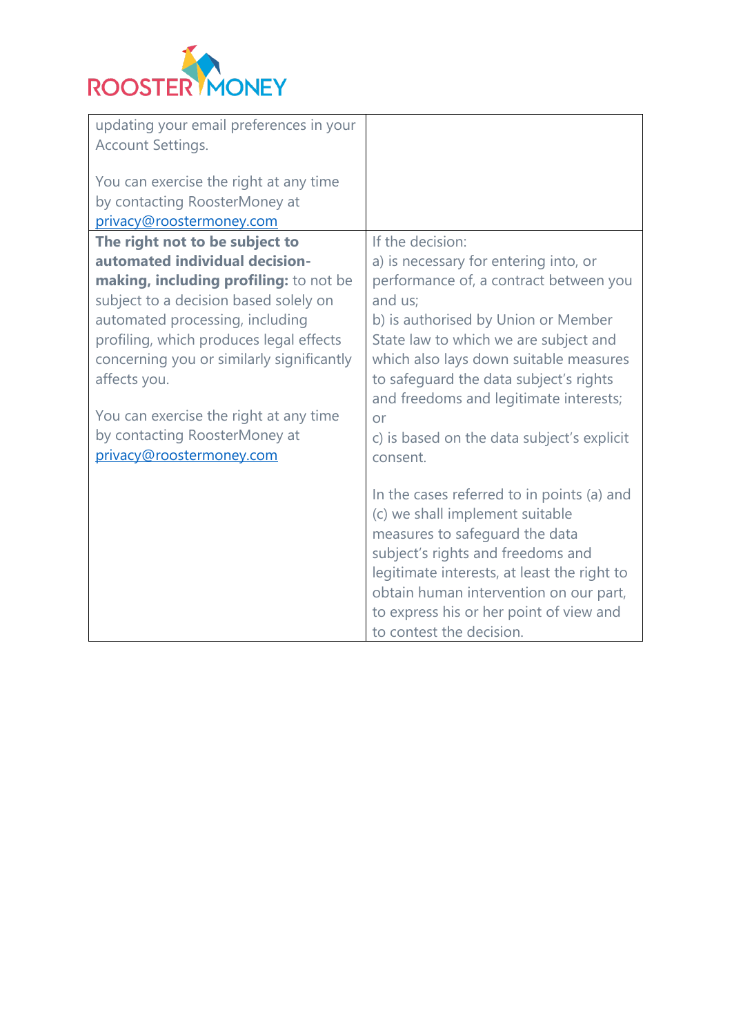| | |
|---|---|
| updating your email preferences in your Account Settings.<br><br>You can exercise the right at any time by contacting RoosterMoney at privacy@roostermoney.com | |
| **The right not to be subject to automated individual decision-making, including profiling:** to not be subject to a decision based solely on automated processing, including profiling, which produces legal effects concerning you or similarly significantly affects you.<br><br>You can exercise the right at any time by contacting RoosterMoney at privacy@roostermoney.com | If the decision:<br>a) is necessary for entering into, or performance of, a contract between you and us;<br>b) is authorised by Union or Member State law to which we are subject and which also lays down suitable measures to safeguard the data subject's rights and freedoms and legitimate interests; or<br>c) is based on the data subject's explicit consent.<br><br>In the cases referred to in points (a) and (c) we shall implement suitable measures to safeguard the data subject's rights and freedoms and legitimate interests, at least the right to obtain human intervention on our part, to express his or her point of view and to contest the decision. |